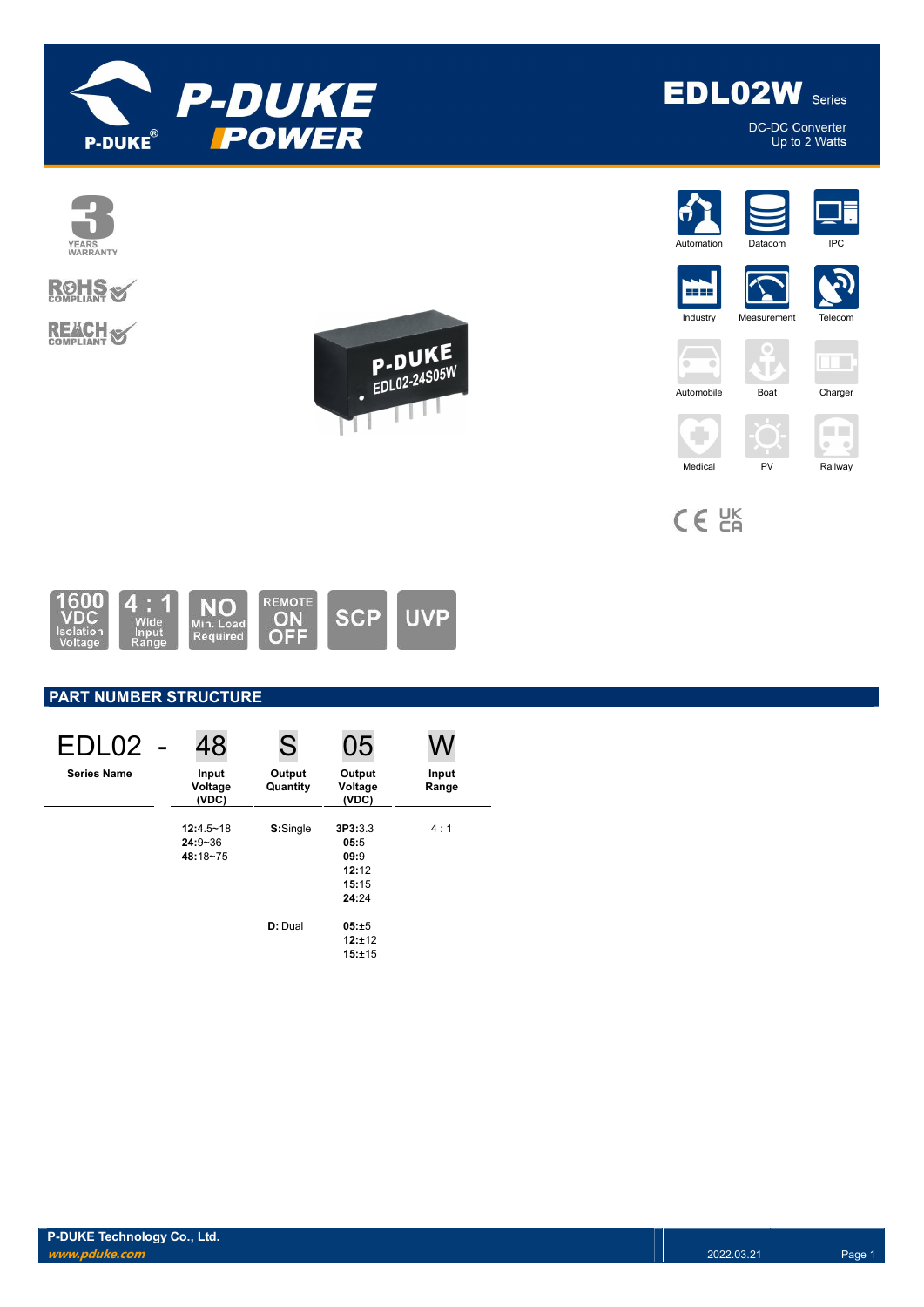# EDL02W Series

DC-DC Converter
Up to 2 Watts

3 YEARS WARRANTY

RoHS COMPLIANT

REACH COMPLIANT

Automation | Datacom | IPC | Industry | Measurement | Telecom | Automobile | Boat | Charger | Medical | PV | Railway

1600 VDC Isolation Voltage | 4 : 1 Wide Input Range | NO Min. Load Required | REMOTE ON OFF | SCP | UVP

## PART NUMBER STRUCTURE

| EDL02 - | 48 | S | 05 | W |
|---|---|---|---|---|
| Series Name | Input Voltage (VDC) | Output Quantity | Output Voltage (VDC) | Input Range |
| | **12**:4.5~18<br>**24**:9~36<br>**48**:18~75 | **S**:Single | **3P3**:3.3<br>**05**:5<br>**09**:9<br>**12**:12<br>**15**:15<br>**24**:24 | 4 : 1 |
| | | **D**: Dual | **05**:±5<br>**12**:±12<br>**15**:±15 | |

P-DUKE Technology Co., Ltd.
www.pduke.com
2022.03.21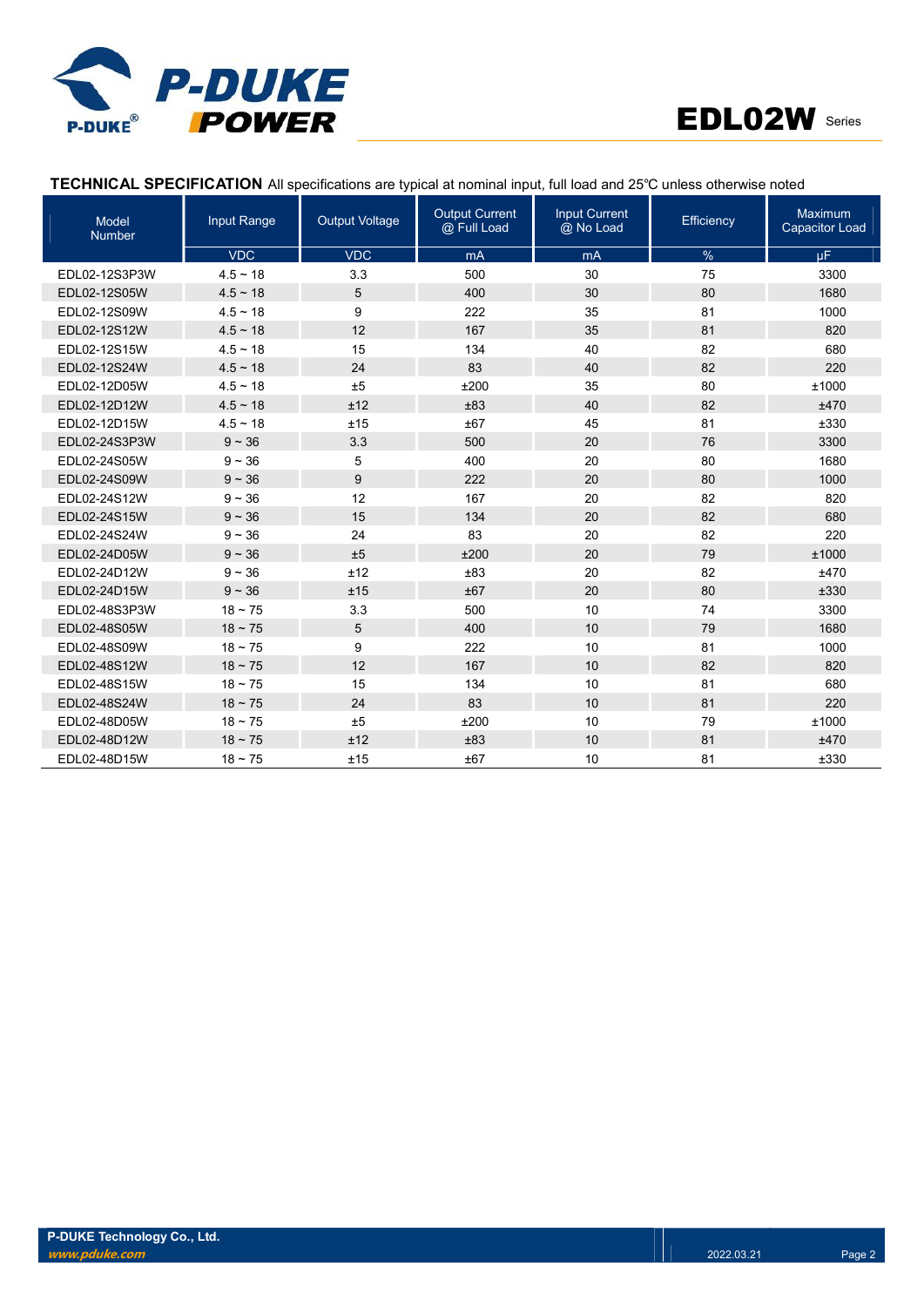**TECHNICAL SPECIFICATION** All specifications are typical at nominal input, full load and 25℃ unless otherwise noted

| Model Number | Input Range | Output Voltage | Output Current @ Full Load | Input Current @ No Load | Efficiency | Maximum Capacitor Load |
|---|---|---|---|---|---|---|
| | VDC | VDC | mA | mA | % | µF |
| EDL02-12S3P3W | 4.5 ~ 18 | 3.3 | 500 | 30 | 75 | 3300 |
| EDL02-12S05W | 4.5 ~ 18 | 5 | 400 | 30 | 80 | 1680 |
| EDL02-12S09W | 4.5 ~ 18 | 9 | 222 | 35 | 81 | 1000 |
| EDL02-12S12W | 4.5 ~ 18 | 12 | 167 | 35 | 81 | 820 |
| EDL02-12S15W | 4.5 ~ 18 | 15 | 134 | 40 | 82 | 680 |
| EDL02-12S24W | 4.5 ~ 18 | 24 | 83 | 40 | 82 | 220 |
| EDL02-12D05W | 4.5 ~ 18 | ±5 | ±200 | 35 | 80 | ±1000 |
| EDL02-12D12W | 4.5 ~ 18 | ±12 | ±83 | 40 | 82 | ±470 |
| EDL02-12D15W | 4.5 ~ 18 | ±15 | ±67 | 45 | 81 | ±330 |
| EDL02-24S3P3W | 9 ~ 36 | 3.3 | 500 | 20 | 76 | 3300 |
| EDL02-24S05W | 9 ~ 36 | 5 | 400 | 20 | 80 | 1680 |
| EDL02-24S09W | 9 ~ 36 | 9 | 222 | 20 | 80 | 1000 |
| EDL02-24S12W | 9 ~ 36 | 12 | 167 | 20 | 82 | 820 |
| EDL02-24S15W | 9 ~ 36 | 15 | 134 | 20 | 82 | 680 |
| EDL02-24S24W | 9 ~ 36 | 24 | 83 | 20 | 82 | 220 |
| EDL02-24D05W | 9 ~ 36 | ±5 | ±200 | 20 | 79 | ±1000 |
| EDL02-24D12W | 9 ~ 36 | ±12 | ±83 | 20 | 82 | ±470 |
| EDL02-24D15W | 9 ~ 36 | ±15 | ±67 | 20 | 80 | ±330 |
| EDL02-48S3P3W | 18 ~ 75 | 3.3 | 500 | 10 | 74 | 3300 |
| EDL02-48S05W | 18 ~ 75 | 5 | 400 | 10 | 79 | 1680 |
| EDL02-48S09W | 18 ~ 75 | 9 | 222 | 10 | 81 | 1000 |
| EDL02-48S12W | 18 ~ 75 | 12 | 167 | 10 | 82 | 820 |
| EDL02-48S15W | 18 ~ 75 | 15 | 134 | 10 | 81 | 680 |
| EDL02-48S24W | 18 ~ 75 | 24 | 83 | 10 | 81 | 220 |
| EDL02-48D05W | 18 ~ 75 | ±5 | ±200 | 10 | 79 | ±1000 |
| EDL02-48D12W | 18 ~ 75 | ±12 | ±83 | 10 | 81 | ±470 |
| EDL02-48D15W | 18 ~ 75 | ±15 | ±67 | 10 | 81 | ±330 |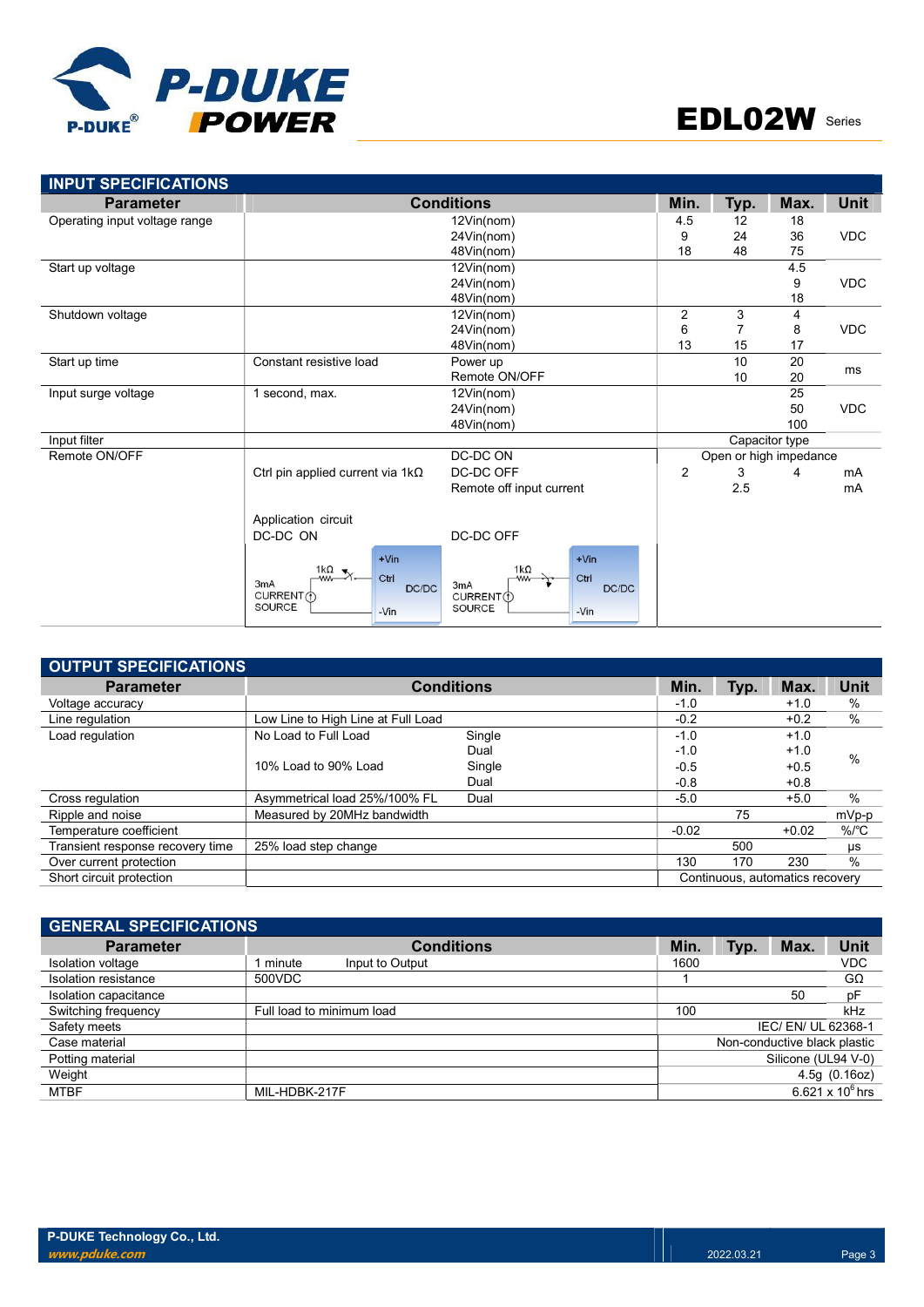## INPUT SPECIFICATIONS

| Parameter | Conditions | | Min. | Typ. | Max. | Unit |
|---|---|---|---|---|---|---|
| Operating input voltage range | | 12Vin(nom) | 4.5 | 12 | 18 | VDC |
| | | 24Vin(nom) | 9 | 24 | 36 | |
| | | 48Vin(nom) | 18 | 48 | 75 | |
| Start up voltage | | 12Vin(nom) | | | 4.5 | VDC |
| | | 24Vin(nom) | | | 9 | |
| | | 48Vin(nom) | | | 18 | |
| Shutdown voltage | | 12Vin(nom) | 2 | 3 | 4 | VDC |
| | | 24Vin(nom) | 6 | 7 | 8 | |
| | | 48Vin(nom) | 13 | 15 | 17 | |
| Start up time | Constant resistive load | Power up | | 10 | 20 | ms |
| | | Remote ON/OFF | | 10 | 20 | |
| Input surge voltage | 1 second, max. | 12Vin(nom) | | | 25 | VDC |
| | | 24Vin(nom) | | | 50 | |
| | | 48Vin(nom) | | | 100 | |
| Input filter | | | Capacitor type | | | |
| Remote ON/OFF | | DC-DC ON | Open or high impedance | | | |
| | Ctrl pin applied current via 1kΩ | DC-DC OFF | 2 | 3 | 4 | mA |
| | | Remote off input current | | 2.5 | | mA |
| | Application circuit DC-DC ON | DC-DC OFF | | | | |

## OUTPUT SPECIFICATIONS

| Parameter | Conditions | | Min. | Typ. | Max. | Unit |
|---|---|---|---|---|---|---|
| Voltage accuracy | | | -1.0 | | +1.0 | % |
| Line regulation | Low Line to High Line at Full Load | | -0.2 | | +0.2 | % |
| Load regulation | No Load to Full Load | Single | -1.0 | | +1.0 | % |
| | | Dual | -1.0 | | +1.0 | |
| | 10% Load to 90% Load | Single | -0.5 | | +0.5 | |
| | | Dual | -0.8 | | +0.8 | |
| Cross regulation | Asymmetrical load 25%/100% FL | Dual | -5.0 | | +5.0 | % |
| Ripple and noise | Measured by 20MHz bandwidth | | | 75 | | mVp-p |
| Temperature coefficient | | | -0.02 | | +0.02 | %/°C |
| Transient response recovery time | 25% load step change | | | 500 | | μs |
| Over current protection | | | 130 | 170 | 230 | % |
| Short circuit protection | | | Continuous, automatics recovery | | | |

## GENERAL SPECIFICATIONS

| Parameter | Conditions | | Min. | Typ. | Max. | Unit |
|---|---|---|---|---|---|---|
| Isolation voltage | 1 minute | Input to Output | 1600 | | | VDC |
| Isolation resistance | 500VDC | | 1 | | | GΩ |
| Isolation capacitance | | | | | 50 | pF |
| Switching frequency | Full load to minimum load | | 100 | | | kHz |
| Safety meets | | | IEC/ EN/ UL 62368-1 | | | |
| Case material | | | Non-conductive black plastic | | | |
| Potting material | | | Silicone (UL94 V-0) | | | |
| Weight | | | 4.5g (0.16oz) | | | |
| MTBF | MIL-HDBK-217F | | $6.621 \times 10^{6}$ hrs | | | |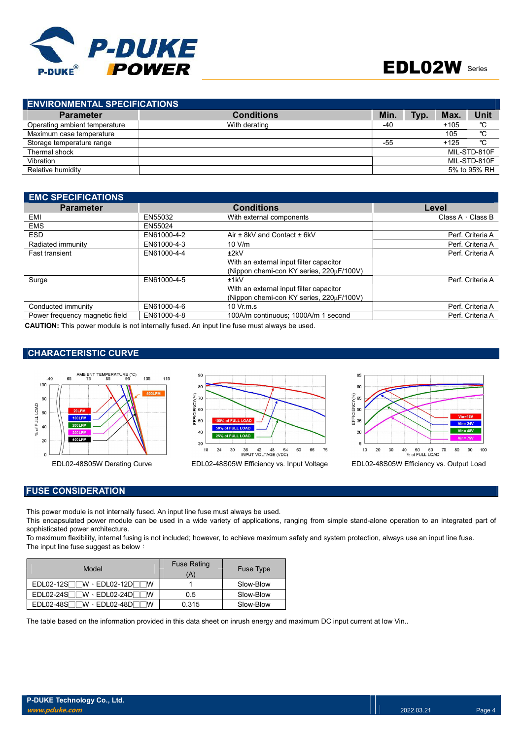## ENVIRONMENTAL SPECIFICATIONS

| Parameter | Conditions | Min. | Typ. | Max. | Unit |
|---|---|---|---|---|---|
| Operating ambient temperature | With derating | -40 | | +105 | ℃ |
| Maximum case temperature | | | | 105 | ℃ |
| Storage temperature range | | -55 | | +125 | ℃ |
| Thermal shock | | | | | MIL-STD-810F |
| Vibration | | | | | MIL-STD-810F |
| Relative humidity | | | | | 5% to 95% RH |

## EMC SPECIFICATIONS

| Parameter | | Conditions | Level |
|---|---|---|---|
| EMI | EN55032 | With external components | Class A、Class B |
| EMS | EN55024 | | |
| ESD | EN61000-4-2 | Air ± 8kV and Contact ± 6kV | Perf. Criteria A |
| Radiated immunity | EN61000-4-3 | 10 V/m | Perf. Criteria A |
| Fast transient | EN61000-4-4 | ±2kV<br>With an external input filter capacitor<br>(Nippon chemi-con KY series, 220µF/100V) | Perf. Criteria A |
| Surge | EN61000-4-5 | ±1kV<br>With an external input filter capacitor<br>(Nippon chemi-con KY series, 220µF/100V) | Perf. Criteria A |
| Conducted immunity | EN61000-4-6 | 10 Vr.m.s | Perf. Criteria A |
| Power frequency magnetic field | EN61000-4-8 | 100A/m continuous; 1000A/m 1 second | Perf. Criteria A |

**CAUTION:** This power module is not internally fused. An input line fuse must always be used.

## CHARACTERISTIC CURVE

EDL02-48S05W Derating Curve

EDL02-48S05W Efficiency vs. Input Voltage

EDL02-48S05W Efficiency vs. Output Load

## FUSE CONSIDERATION

This power module is not internally fused. An input line fuse must always be used.
This encapsulated power module can be used in a wide variety of applications, ranging from simple stand-alone operation to an integrated part of sophisticated power architecture.
To maximum flexibility, internal fusing is not included; however, to achieve maximum safety and system protection, always use an input line fuse.
The input line fuse suggest as below：

| Model | Fuse Rating (A) | Fuse Type |
|---|---|---|
| EDL02-12S□□W、EDL02-12D□□W | 1 | Slow-Blow |
| EDL02-24S□□W、EDL02-24D□□W | 0.5 | Slow-Blow |
| EDL02-48S□□W、EDL02-48D□□W | 0.315 | Slow-Blow |

The table based on the information provided in this data sheet on inrush energy and maximum DC input current at low Vin..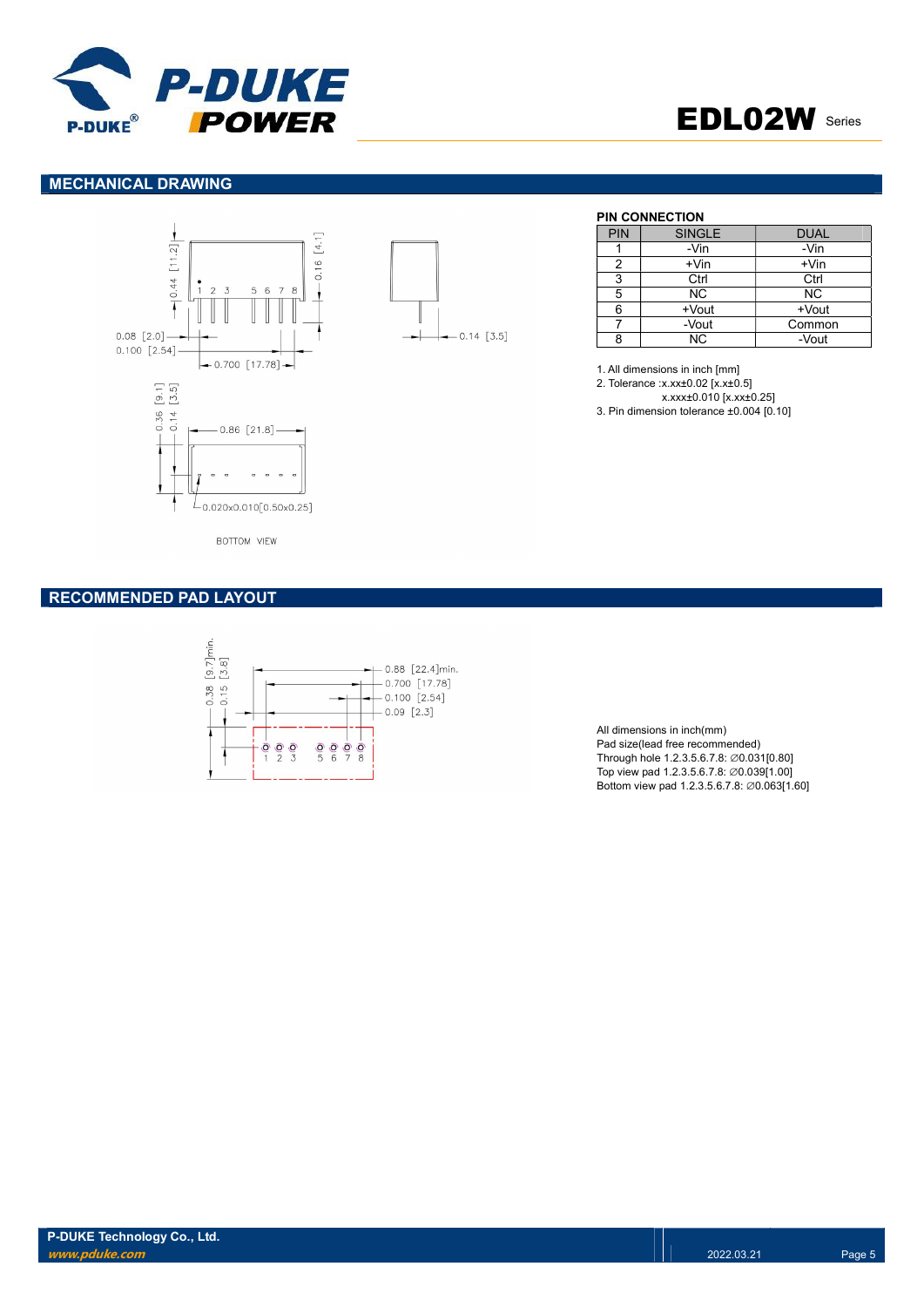## MECHANICAL DRAWING

**PIN CONNECTION**

| PIN | SINGLE | DUAL |
|---|---|---|
| 1 | -Vin | -Vin |
| 2 | +Vin | +Vin |
| 3 | Ctrl | Ctrl |
| 5 | NC | NC |
| 6 | +Vout | +Vout |
| 7 | -Vout | Common |
| 8 | NC | -Vout |

1. All dimensions in inch [mm]
2. Tolerance :x.xx±0.02 [x.x±0.5]
   x.xxx±0.010 [x.xx±0.25]
3. Pin dimension tolerance ±0.004 [0.10]

## RECOMMENDED PAD LAYOUT

All dimensions in inch(mm)
Pad size(lead free recommended)
Through hole 1.2.3.5.6.7.8: ∅0.031[0.80]
Top view pad 1.2.3.5.6.7.8: ∅0.039[1.00]
Bottom view pad 1.2.3.5.6.7.8: ∅0.063[1.60]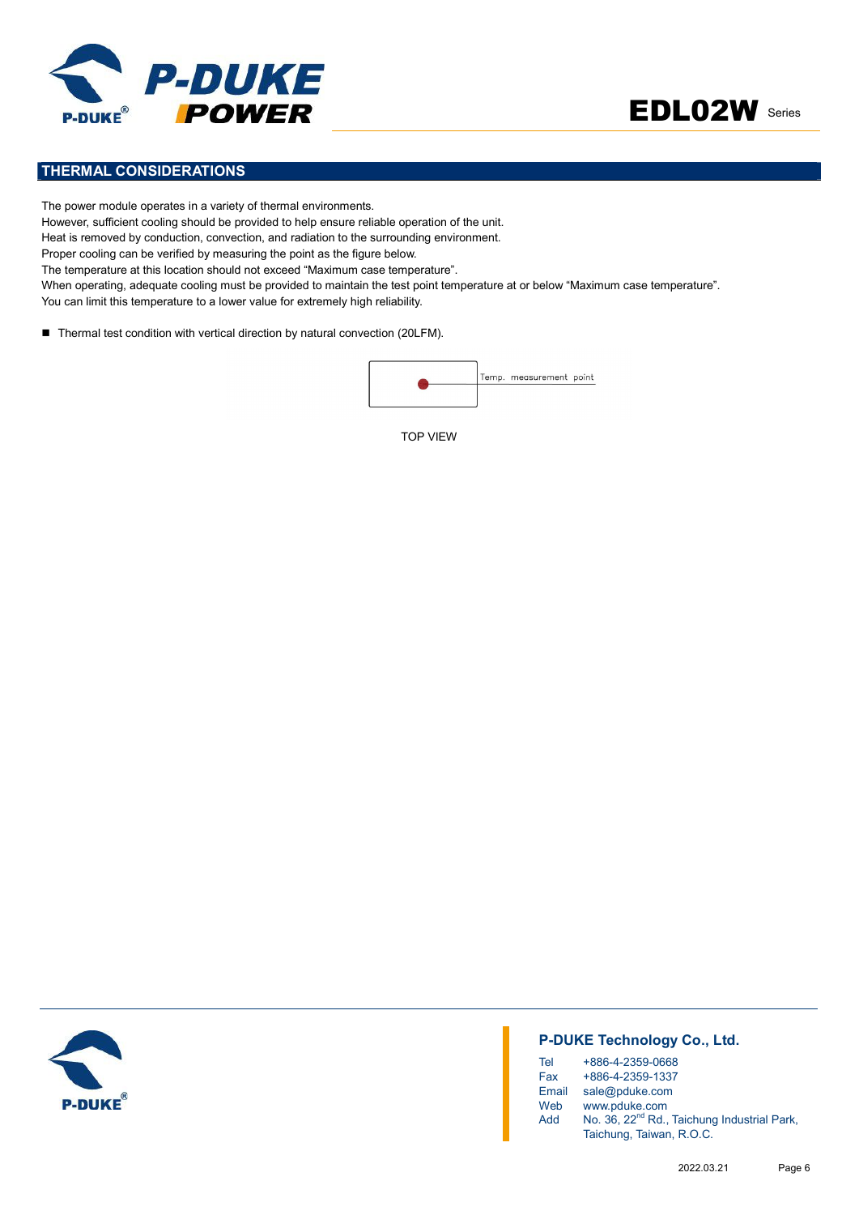## THERMAL CONSIDERATIONS

The power module operates in a variety of thermal environments.
However, sufficient cooling should be provided to help ensure reliable operation of the unit.
Heat is removed by conduction, convection, and radiation to the surrounding environment.
Proper cooling can be verified by measuring the point as the figure below.
The temperature at this location should not exceed “Maximum case temperature”.
When operating, adequate cooling must be provided to maintain the test point temperature at or below “Maximum case temperature”.
You can limit this temperature to a lower value for extremely high reliability.

- Thermal test condition with vertical direction by natural convection (20LFM).

Temp. measurement point

TOP VIEW

**P-DUKE Technology Co., Ltd.**

Tel +886-4-2359-0668
Fax +886-4-2359-1337
Email sale@pduke.com
Web www.pduke.com
Add No. 36, 22nd Rd., Taichung Industrial Park, Taichung, Taiwan, R.O.C.

2022.03.21